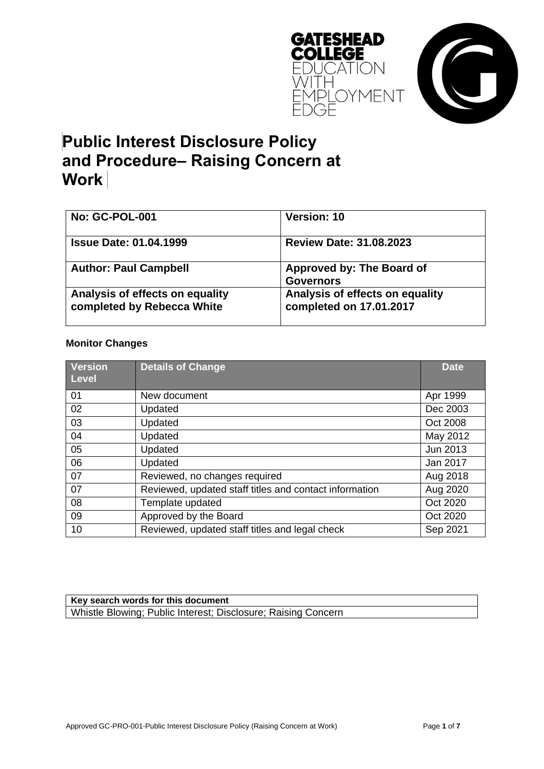# Public Interest Disclosure Policy and Procedure– Raising Concern at Work

| No: GC-POL-001 | Version: 10 |
|---|---|
| Issue Date: 01.04.1999 | Review Date: 31.08.2023 |
| Author: Paul Campbell | Approved by: The Board of Governors |
| Analysis of effects on equality completed by Rebecca White | Analysis of effects on equality completed on 17.01.2017 |

**Monitor Changes**

| Version Level | Details of Change | Date |
|---|---|---|
| 01 | New document | Apr 1999 |
| 02 | Updated | Dec 2003 |
| 03 | Updated | Oct 2008 |
| 04 | Updated | May 2012 |
| 05 | Updated | Jun 2013 |
| 06 | Updated | Jan 2017 |
| 07 | Reviewed, no changes required | Aug 2018 |
| 07 | Reviewed, updated staff titles and contact information | Aug 2020 |
| 08 | Template updated | Oct 2020 |
| 09 | Approved by the Board | Oct 2020 |
| 10 | Reviewed, updated staff titles and legal check | Sep 2021 |

| Key search words for this document |
|---|
| Whistle Blowing; Public Interest; Disclosure; Raising Concern |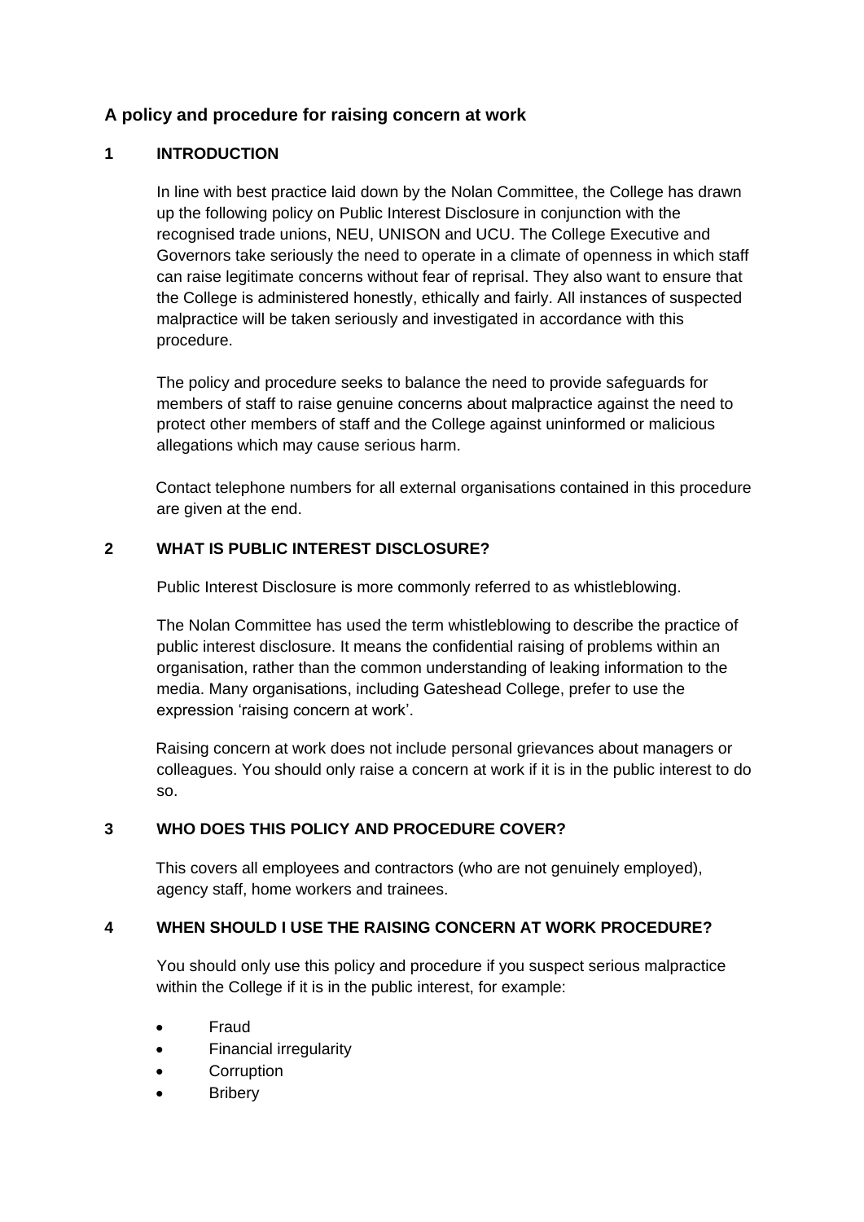## A policy and procedure for raising concern at work

### 1 INTRODUCTION

In line with best practice laid down by the Nolan Committee, the College has drawn up the following policy on Public Interest Disclosure in conjunction with the recognised trade unions, NEU, UNISON and UCU. The College Executive and Governors take seriously the need to operate in a climate of openness in which staff can raise legitimate concerns without fear of reprisal. They also want to ensure that the College is administered honestly, ethically and fairly. All instances of suspected malpractice will be taken seriously and investigated in accordance with this procedure.

The policy and procedure seeks to balance the need to provide safeguards for members of staff to raise genuine concerns about malpractice against the need to protect other members of staff and the College against uninformed or malicious allegations which may cause serious harm.

Contact telephone numbers for all external organisations contained in this procedure are given at the end.

### 2 WHAT IS PUBLIC INTEREST DISCLOSURE?

Public Interest Disclosure is more commonly referred to as whistleblowing.

The Nolan Committee has used the term whistleblowing to describe the practice of public interest disclosure. It means the confidential raising of problems within an organisation, rather than the common understanding of leaking information to the media. Many organisations, including Gateshead College, prefer to use the expression 'raising concern at work'.

Raising concern at work does not include personal grievances about managers or colleagues. You should only raise a concern at work if it is in the public interest to do so.

### 3 WHO DOES THIS POLICY AND PROCEDURE COVER?

This covers all employees and contractors (who are not genuinely employed), agency staff, home workers and trainees.

### 4 WHEN SHOULD I USE THE RAISING CONCERN AT WORK PROCEDURE?

You should only use this policy and procedure if you suspect serious malpractice within the College if it is in the public interest, for example:

- Fraud
- Financial irregularity
- Corruption
- Bribery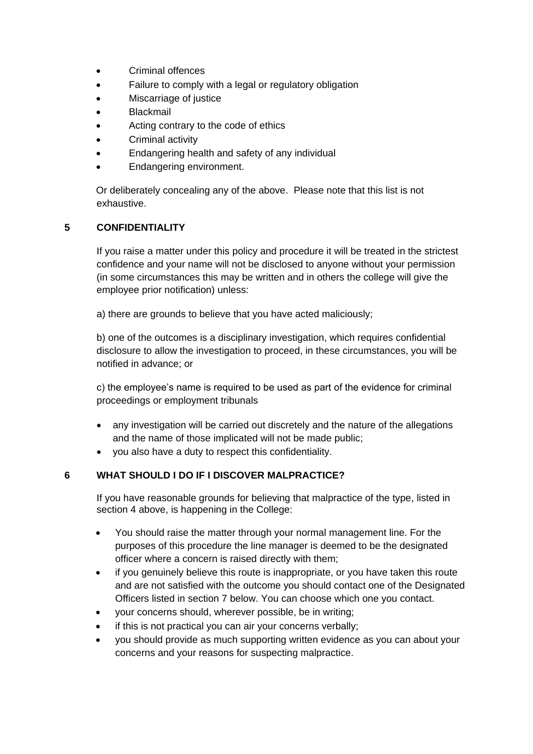- Criminal offences
- Failure to comply with a legal or regulatory obligation
- Miscarriage of justice
- Blackmail
- Acting contrary to the code of ethics
- Criminal activity
- Endangering health and safety of any individual
- Endangering environment.

Or deliberately concealing any of the above. Please note that this list is not exhaustive.

## 5 CONFIDENTIALITY

If you raise a matter under this policy and procedure it will be treated in the strictest confidence and your name will not be disclosed to anyone without your permission (in some circumstances this may be written and in others the college will give the employee prior notification) unless:

a) there are grounds to believe that you have acted maliciously;

b) one of the outcomes is a disciplinary investigation, which requires confidential disclosure to allow the investigation to proceed, in these circumstances, you will be notified in advance; or

c) the employee's name is required to be used as part of the evidence for criminal proceedings or employment tribunals

- any investigation will be carried out discretely and the nature of the allegations and the name of those implicated will not be made public;
- you also have a duty to respect this confidentiality.

## 6 WHAT SHOULD I DO IF I DISCOVER MALPRACTICE?

If you have reasonable grounds for believing that malpractice of the type, listed in section 4 above, is happening in the College:

- You should raise the matter through your normal management line. For the purposes of this procedure the line manager is deemed to be the designated officer where a concern is raised directly with them;
- if you genuinely believe this route is inappropriate, or you have taken this route and are not satisfied with the outcome you should contact one of the Designated Officers listed in section 7 below. You can choose which one you contact.
- your concerns should, wherever possible, be in writing;
- if this is not practical you can air your concerns verbally;
- you should provide as much supporting written evidence as you can about your concerns and your reasons for suspecting malpractice.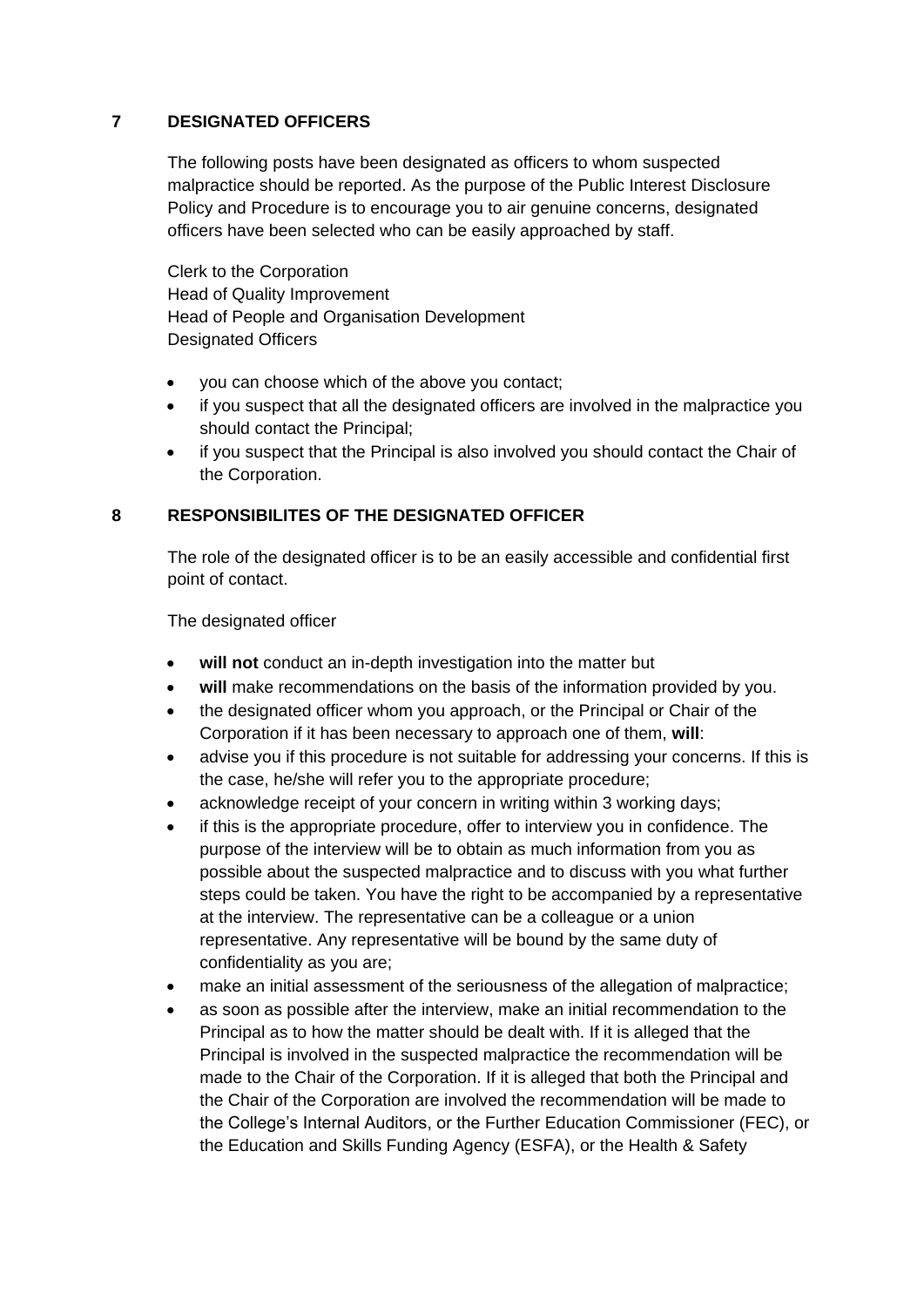## 7 DESIGNATED OFFICERS

The following posts have been designated as officers to whom suspected malpractice should be reported. As the purpose of the Public Interest Disclosure Policy and Procedure is to encourage you to air genuine concerns, designated officers have been selected who can be easily approached by staff.

Clerk to the Corporation
Head of Quality Improvement
Head of People and Organisation Development
Designated Officers

- you can choose which of the above you contact;
- if you suspect that all the designated officers are involved in the malpractice you should contact the Principal;
- if you suspect that the Principal is also involved you should contact the Chair of the Corporation.

## 8 RESPONSIBILITES OF THE DESIGNATED OFFICER

The role of the designated officer is to be an easily accessible and confidential first point of contact.

The designated officer

- **will not** conduct an in-depth investigation into the matter but
- **will** make recommendations on the basis of the information provided by you.
- the designated officer whom you approach, or the Principal or Chair of the Corporation if it has been necessary to approach one of them, **will**:
- advise you if this procedure is not suitable for addressing your concerns. If this is the case, he/she will refer you to the appropriate procedure;
- acknowledge receipt of your concern in writing within 3 working days;
- if this is the appropriate procedure, offer to interview you in confidence. The purpose of the interview will be to obtain as much information from you as possible about the suspected malpractice and to discuss with you what further steps could be taken. You have the right to be accompanied by a representative at the interview. The representative can be a colleague or a union representative. Any representative will be bound by the same duty of confidentiality as you are;
- make an initial assessment of the seriousness of the allegation of malpractice;
- as soon as possible after the interview, make an initial recommendation to the Principal as to how the matter should be dealt with. If it is alleged that the Principal is involved in the suspected malpractice the recommendation will be made to the Chair of the Corporation. If it is alleged that both the Principal and the Chair of the Corporation are involved the recommendation will be made to the College's Internal Auditors, or the Further Education Commissioner (FEC), or the Education and Skills Funding Agency (ESFA), or the Health & Safety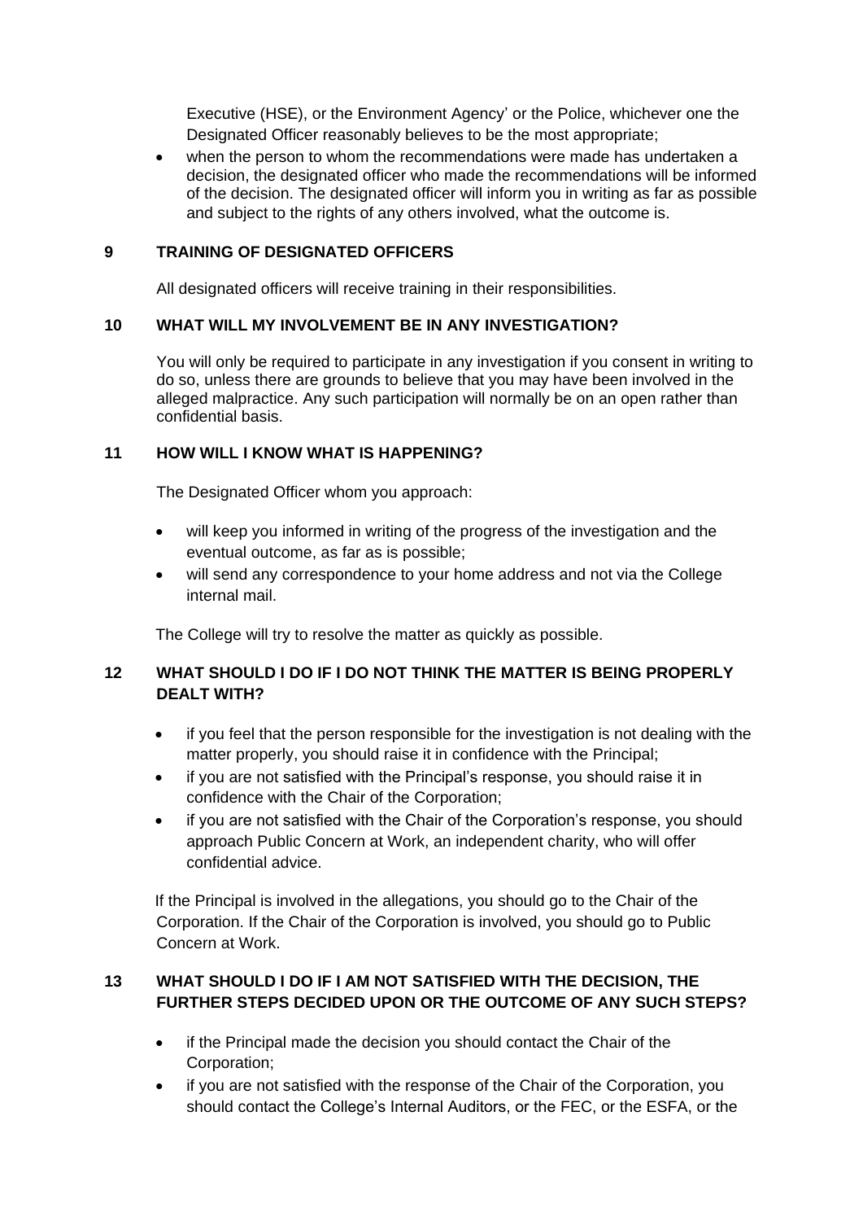Executive (HSE), or the Environment Agency' or the Police, whichever one the Designated Officer reasonably believes to be the most appropriate;

- when the person to whom the recommendations were made has undertaken a decision, the designated officer who made the recommendations will be informed of the decision. The designated officer will inform you in writing as far as possible and subject to the rights of any others involved, what the outcome is.

## 9 TRAINING OF DESIGNATED OFFICERS

All designated officers will receive training in their responsibilities.

## 10 WHAT WILL MY INVOLVEMENT BE IN ANY INVESTIGATION?

You will only be required to participate in any investigation if you consent in writing to do so, unless there are grounds to believe that you may have been involved in the alleged malpractice. Any such participation will normally be on an open rather than confidential basis.

## 11 HOW WILL I KNOW WHAT IS HAPPENING?

The Designated Officer whom you approach:

- will keep you informed in writing of the progress of the investigation and the eventual outcome, as far as is possible;
- will send any correspondence to your home address and not via the College internal mail.

The College will try to resolve the matter as quickly as possible.

## 12 WHAT SHOULD I DO IF I DO NOT THINK THE MATTER IS BEING PROPERLY DEALT WITH?

- if you feel that the person responsible for the investigation is not dealing with the matter properly, you should raise it in confidence with the Principal;
- if you are not satisfied with the Principal's response, you should raise it in confidence with the Chair of the Corporation;
- if you are not satisfied with the Chair of the Corporation's response, you should approach Public Concern at Work, an independent charity, who will offer confidential advice.

If the Principal is involved in the allegations, you should go to the Chair of the Corporation. If the Chair of the Corporation is involved, you should go to Public Concern at Work.

## 13 WHAT SHOULD I DO IF I AM NOT SATISFIED WITH THE DECISION, THE FURTHER STEPS DECIDED UPON OR THE OUTCOME OF ANY SUCH STEPS?

- if the Principal made the decision you should contact the Chair of the Corporation;
- if you are not satisfied with the response of the Chair of the Corporation, you should contact the College's Internal Auditors, or the FEC, or the ESFA, or the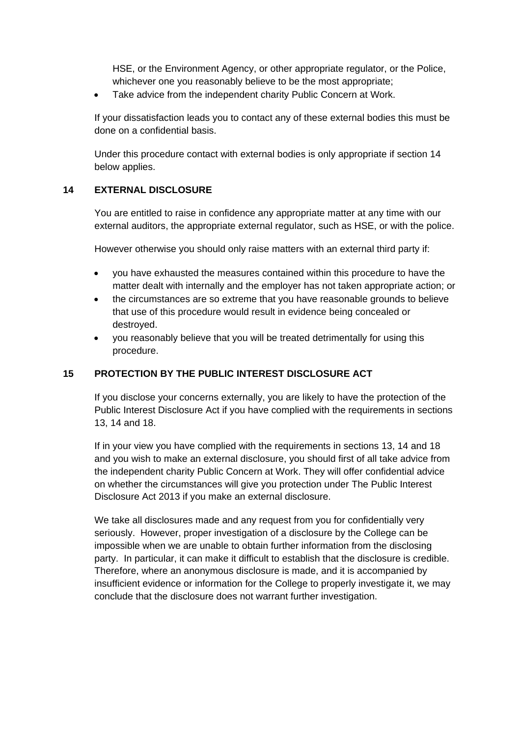HSE, or the Environment Agency, or other appropriate regulator, or the Police, whichever one you reasonably believe to be the most appropriate;

- Take advice from the independent charity Public Concern at Work.

If your dissatisfaction leads you to contact any of these external bodies this must be done on a confidential basis.

Under this procedure contact with external bodies is only appropriate if section 14 below applies.

## 14 EXTERNAL DISCLOSURE

You are entitled to raise in confidence any appropriate matter at any time with our external auditors, the appropriate external regulator, such as HSE, or with the police.

However otherwise you should only raise matters with an external third party if:

- you have exhausted the measures contained within this procedure to have the matter dealt with internally and the employer has not taken appropriate action; or
- the circumstances are so extreme that you have reasonable grounds to believe that use of this procedure would result in evidence being concealed or destroyed.
- you reasonably believe that you will be treated detrimentally for using this procedure.

## 15 PROTECTION BY THE PUBLIC INTEREST DISCLOSURE ACT

If you disclose your concerns externally, you are likely to have the protection of the Public Interest Disclosure Act if you have complied with the requirements in sections 13, 14 and 18.

If in your view you have complied with the requirements in sections 13, 14 and 18 and you wish to make an external disclosure, you should first of all take advice from the independent charity Public Concern at Work. They will offer confidential advice on whether the circumstances will give you protection under The Public Interest Disclosure Act 2013 if you make an external disclosure.

We take all disclosures made and any request from you for confidentially very seriously. However, proper investigation of a disclosure by the College can be impossible when we are unable to obtain further information from the disclosing party. In particular, it can make it difficult to establish that the disclosure is credible. Therefore, where an anonymous disclosure is made, and it is accompanied by insufficient evidence or information for the College to properly investigate it, we may conclude that the disclosure does not warrant further investigation.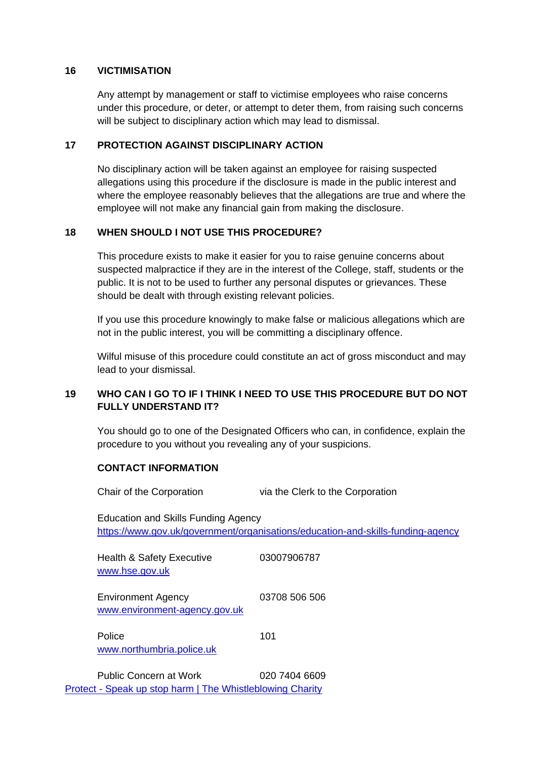## 16 VICTIMISATION

Any attempt by management or staff to victimise employees who raise concerns under this procedure, or deter, or attempt to deter them, from raising such concerns will be subject to disciplinary action which may lead to dismissal.

## 17 PROTECTION AGAINST DISCIPLINARY ACTION

No disciplinary action will be taken against an employee for raising suspected allegations using this procedure if the disclosure is made in the public interest and where the employee reasonably believes that the allegations are true and where the employee will not make any financial gain from making the disclosure.

## 18 WHEN SHOULD I NOT USE THIS PROCEDURE?

This procedure exists to make it easier for you to raise genuine concerns about suspected malpractice if they are in the interest of the College, staff, students or the public. It is not to be used to further any personal disputes or grievances. These should be dealt with through existing relevant policies.

If you use this procedure knowingly to make false or malicious allegations which are not in the public interest, you will be committing a disciplinary offence.

Wilful misuse of this procedure could constitute an act of gross misconduct and may lead to your dismissal.

## 19 WHO CAN I GO TO IF I THINK I NEED TO USE THIS PROCEDURE BUT DO NOT FULLY UNDERSTAND IT?

You should go to one of the Designated Officers who can, in confidence, explain the procedure to you without you revealing any of your suspicions.

**CONTACT INFORMATION**

Chair of the Corporation — via the Clerk to the Corporation

Education and Skills Funding Agency
https://www.gov.uk/government/organisations/education-and-skills-funding-agency

Health & Safety Executive — 03007906787
www.hse.gov.uk

Environment Agency — 03708 506 506
www.environment-agency.gov.uk

Police — 101
www.northumbria.police.uk

Public Concern at Work — 020 7404 6609
Protect - Speak up stop harm | The Whistleblowing Charity